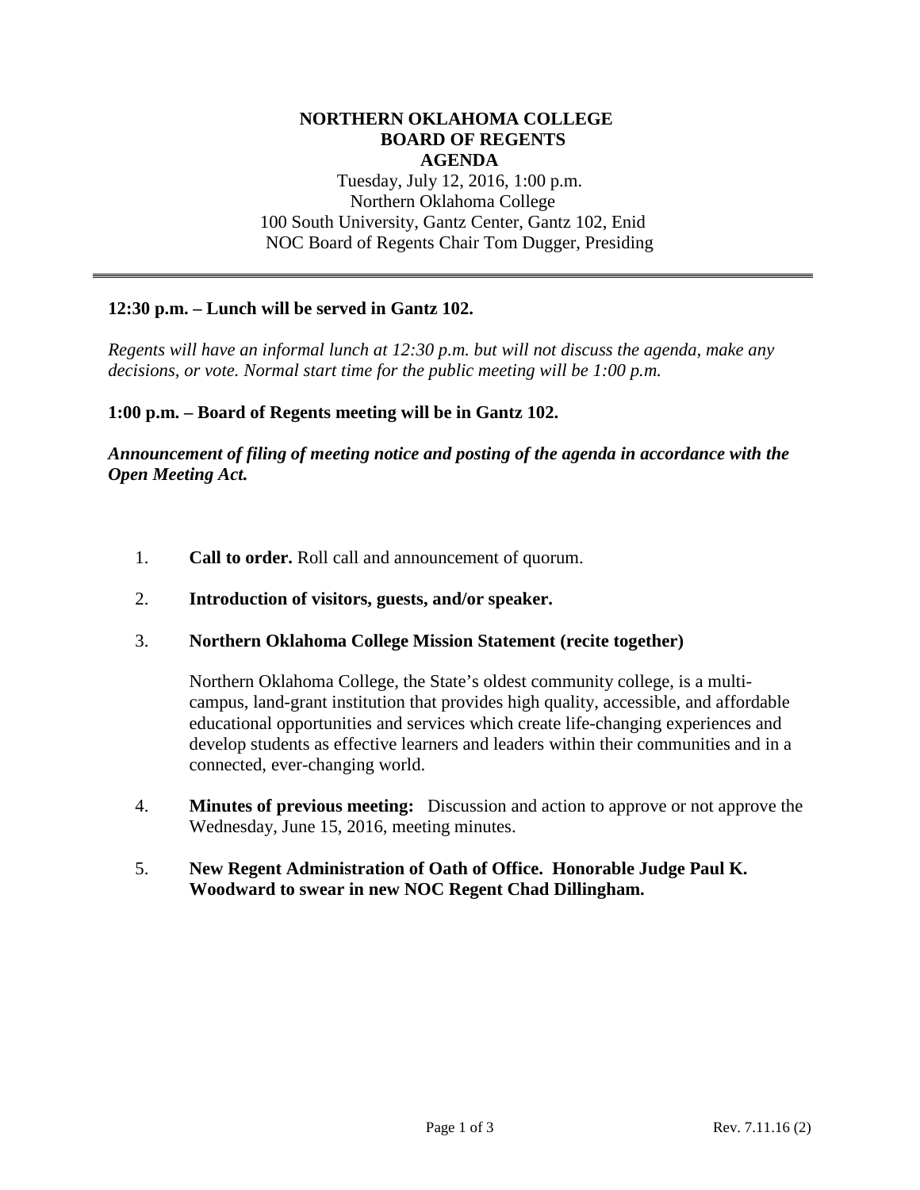# NORTHERN OKLAHOMA COLLEGE
## BOARD OF REGENTS
## AGENDA

Tuesday, July 12, 2016, 1:00 p.m.
Northern Oklahoma College
100 South University, Gantz Center, Gantz 102, Enid
NOC Board of Regents Chair Tom Dugger, Presiding

---

**12:30 p.m. – Lunch will be served in Gantz 102.**

*Regents will have an informal lunch at 12:30 p.m. but will not discuss the agenda, make any decisions, or vote. Normal start time for the public meeting will be 1:00 p.m.*

**1:00 p.m. – Board of Regents meeting will be in Gantz 102.**

***Announcement of filing of meeting notice and posting of the agenda in accordance with the Open Meeting Act.***

1. **Call to order.** Roll call and announcement of quorum.

2. **Introduction of visitors, guests, and/or speaker.**

3. **Northern Oklahoma College Mission Statement (recite together)**

   Northern Oklahoma College, the State's oldest community college, is a multi-campus, land-grant institution that provides high quality, accessible, and affordable educational opportunities and services which create life-changing experiences and develop students as effective learners and leaders within their communities and in a connected, ever-changing world.

4. **Minutes of previous meeting:** Discussion and action to approve or not approve the Wednesday, June 15, 2016, meeting minutes.

5. **New Regent Administration of Oath of Office. Honorable Judge Paul K. Woodward to swear in new NOC Regent Chad Dillingham.**

Rev. 7.11.16 (2)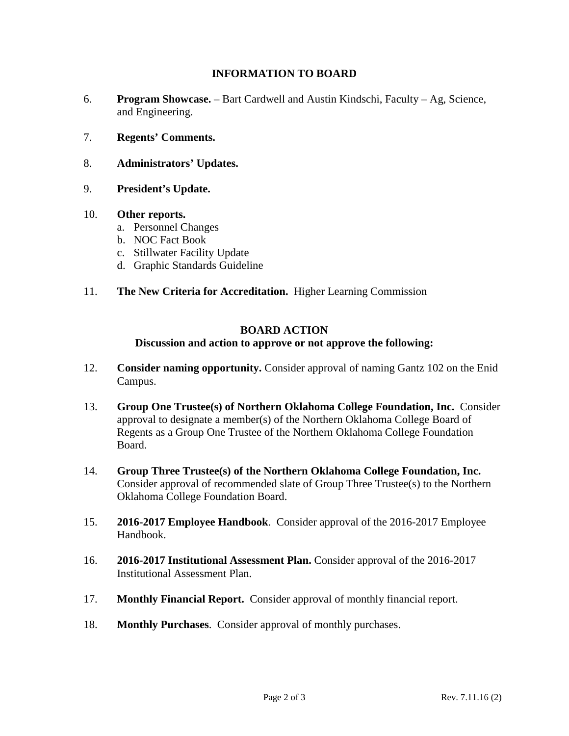## INFORMATION TO BOARD

6. **Program Showcase.** – Bart Cardwell and Austin Kindschi, Faculty – Ag, Science, and Engineering.

7. **Regents' Comments.**

8. **Administrators' Updates.**

9. **President's Update.**

10. **Other reports.**
    a. Personnel Changes
    b. NOC Fact Book
    c. Stillwater Facility Update
    d. Graphic Standards Guideline

11. **The New Criteria for Accreditation.** Higher Learning Commission

## BOARD ACTION

### Discussion and action to approve or not approve the following:

12. **Consider naming opportunity.** Consider approval of naming Gantz 102 on the Enid Campus.

13. **Group One Trustee(s) of Northern Oklahoma College Foundation, Inc.** Consider approval to designate a member(s) of the Northern Oklahoma College Board of Regents as a Group One Trustee of the Northern Oklahoma College Foundation Board.

14. **Group Three Trustee(s) of the Northern Oklahoma College Foundation, Inc.** Consider approval of recommended slate of Group Three Trustee(s) to the Northern Oklahoma College Foundation Board.

15. **2016-2017 Employee Handbook**. Consider approval of the 2016-2017 Employee Handbook.

16. **2016-2017 Institutional Assessment Plan.** Consider approval of the 2016-2017 Institutional Assessment Plan.

17. **Monthly Financial Report.** Consider approval of monthly financial report.

18. **Monthly Purchases**. Consider approval of monthly purchases.

Rev. 7.11.16 (2)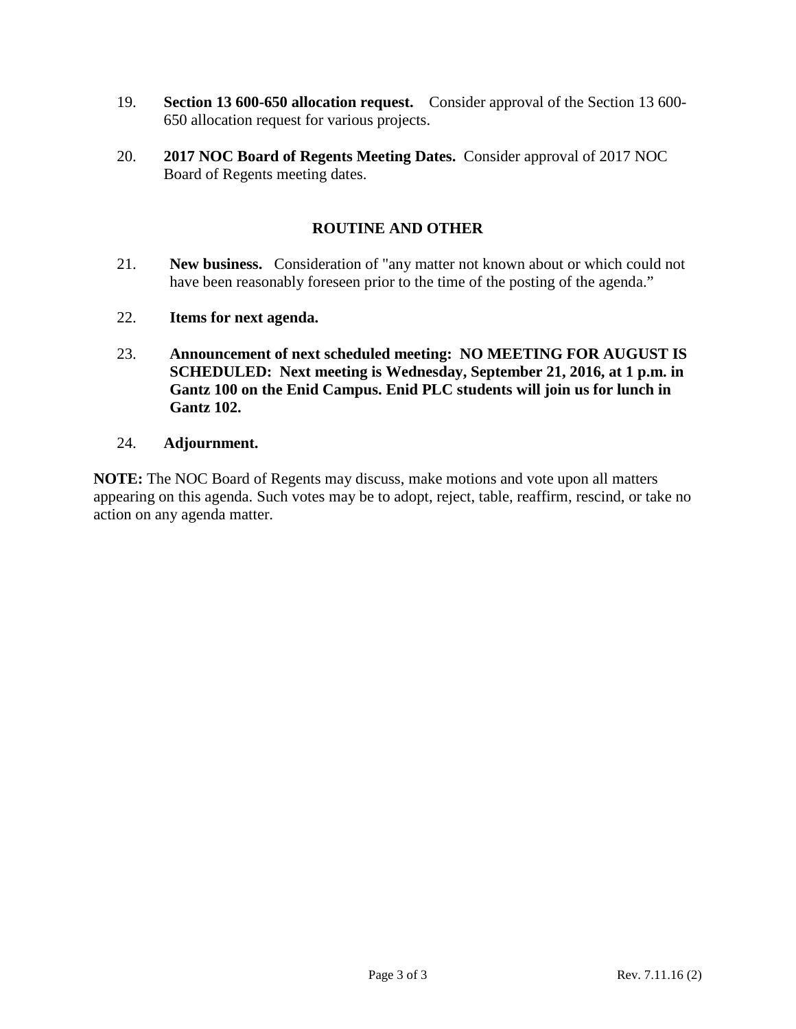19. **Section 13 600-650 allocation request.** Consider approval of the Section 13 600-650 allocation request for various projects.

20. **2017 NOC Board of Regents Meeting Dates.** Consider approval of 2017 NOC Board of Regents meeting dates.

## ROUTINE AND OTHER

21. **New business.** Consideration of "any matter not known about or which could not have been reasonably foreseen prior to the time of the posting of the agenda."

22. **Items for next agenda.**

23. **Announcement of next scheduled meeting: NO MEETING FOR AUGUST IS SCHEDULED: Next meeting is Wednesday, September 21, 2016, at 1 p.m. in Gantz 100 on the Enid Campus. Enid PLC students will join us for lunch in Gantz 102.**

24. **Adjournment.**

**NOTE:** The NOC Board of Regents may discuss, make motions and vote upon all matters appearing on this agenda. Such votes may be to adopt, reject, table, reaffirm, rescind, or take no action on any agenda matter.

Rev. 7.11.16 (2)